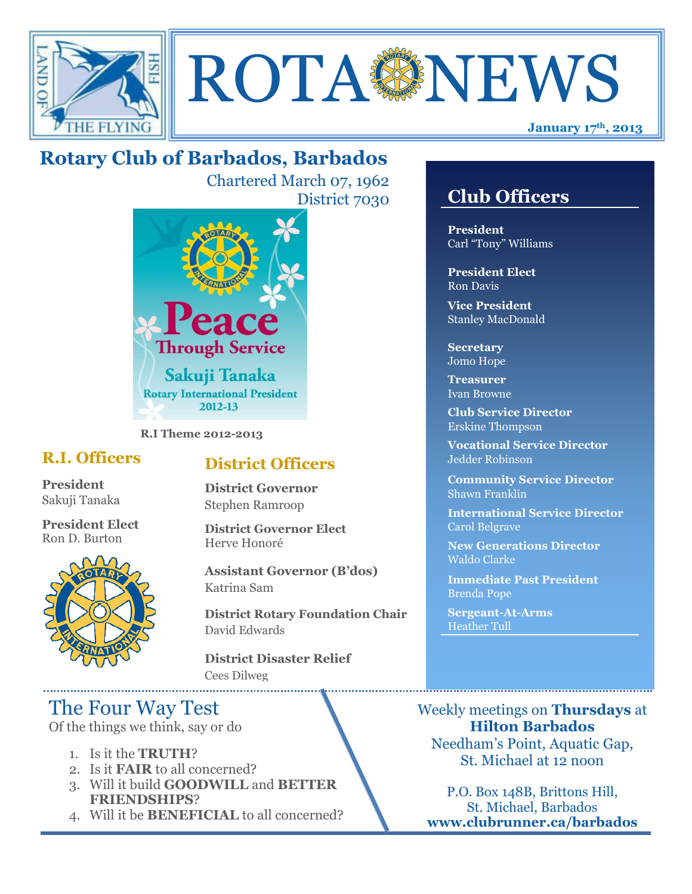# ROTA NEWS

**January 17th, 2013**

## Rotary Club of Barbados, Barbados

Chartered March 07, 1962
District 7030

Peace Through Service
Sakuji Tanaka
Rotary International President 2012-13

**R.I Theme 2012-2013**

### R.I. Officers

**President**
Sakuji Tanaka

**President Elect**
Ron D. Burton

### District Officers

**District Governor**
Stephen Ramroop

**District Governor Elect**
Herve Honoré

**Assistant Governor (B'dos)**
Katrina Sam

**District Rotary Foundation Chair**
David Edwards

**District Disaster Relief**
Cees Dilweg

### Club Officers

**President**
Carl "Tony" Williams

**President Elect**
Ron Davis

**Vice President**
Stanley MacDonald

**Secretary**
Jomo Hope

**Treasurer**
Ivan Browne

**Club Service Director**
Erskine Thompson

**Vocational Service Director**
Jedder Robinson

**Community Service Director**
Shawn Franklin

**International Service Director**
Carol Belgrave

**New Generations Director**
Waldo Clarke

**Immediate Past President**
Brenda Pope

**Sergeant-At-Arms**
Heather Tull

## The Four Way Test

Of the things we think, say or do

1. Is it the **TRUTH**?
2. Is it **FAIR** to all concerned?
3. Will it build **GOODWILL** and **BETTER FRIENDSHIPS**?
4. Will it be **BENEFICIAL** to all concerned?

Weekly meetings on **Thursdays** at **Hilton Barbados**
Needham's Point, Aquatic Gap,
St. Michael at 12 noon

P.O. Box 148B, Brittons Hill,
St. Michael, Barbados
**www.clubrunner.ca/barbados**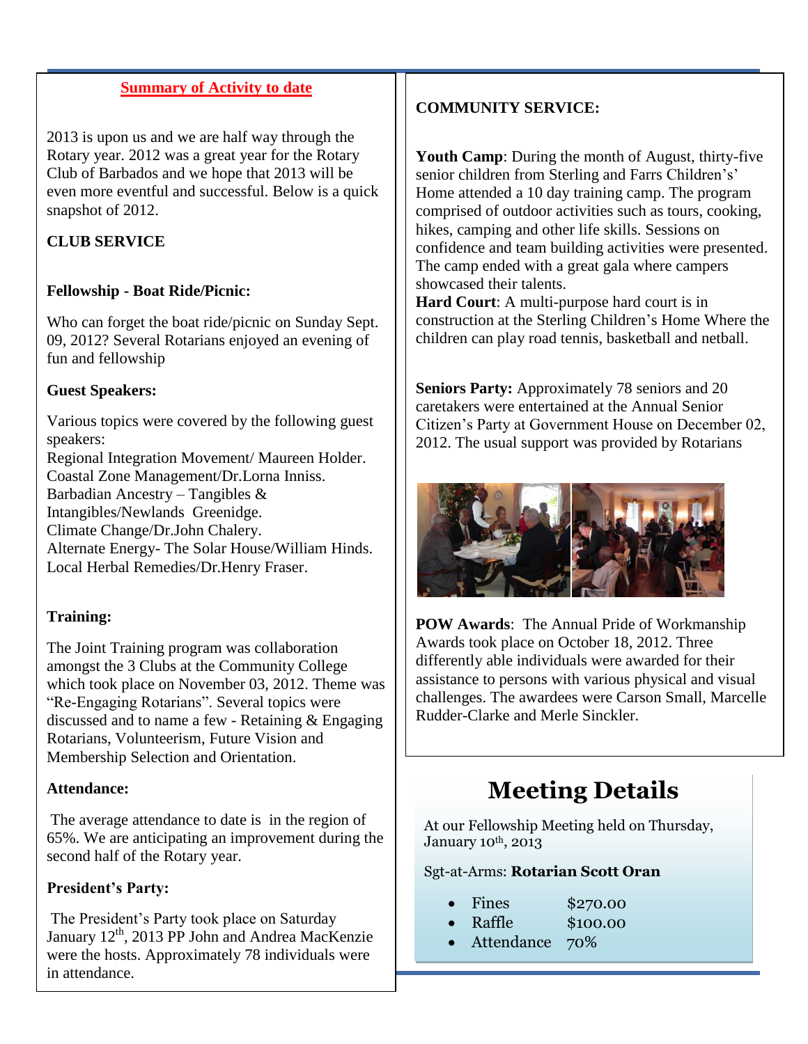## Summary of Activity to date

2013 is upon us and we are half way through the Rotary year. 2012 was a great year for the Rotary Club of Barbados and we hope that 2013 will be even more eventful and successful. Below is a quick snapshot of 2012.

### CLUB SERVICE

**Fellowship - Boat Ride/Picnic:**

Who can forget the boat ride/picnic on Sunday Sept. 09, 2012? Several Rotarians enjoyed an evening of fun and fellowship

**Guest Speakers:**

Various topics were covered by the following guest speakers:
Regional Integration Movement/ Maureen Holder.
Coastal Zone Management/Dr.Lorna Inniss.
Barbadian Ancestry – Tangibles & Intangibles/Newlands Greenidge.
Climate Change/Dr.John Chalery.
Alternate Energy- The Solar House/William Hinds.
Local Herbal Remedies/Dr.Henry Fraser.

**Training:**

The Joint Training program was collaboration amongst the 3 Clubs at the Community College which took place on November 03, 2012. Theme was "Re-Engaging Rotarians". Several topics were discussed and to name a few - Retaining & Engaging Rotarians, Volunteerism, Future Vision and Membership Selection and Orientation.

**Attendance:**

The average attendance to date is in the region of 65%. We are anticipating an improvement during the second half of the Rotary year.

**President's Party:**

The President's Party took place on Saturday January 12th, 2013 PP John and Andrea MacKenzie were the hosts. Approximately 78 individuals were in attendance.

### COMMUNITY SERVICE:

**Youth Camp**: During the month of August, thirty-five senior children from Sterling and Farrs Children's' Home attended a 10 day training camp. The program comprised of outdoor activities such as tours, cooking, hikes, camping and other life skills. Sessions on confidence and team building activities were presented. The camp ended with a great gala where campers showcased their talents.

**Hard Court**: A multi-purpose hard court is in construction at the Sterling Children's Home Where the children can play road tennis, basketball and netball.

**Seniors Party:** Approximately 78 seniors and 20 caretakers were entertained at the Annual Senior Citizen's Party at Government House on December 02, 2012. The usual support was provided by Rotarians

**POW Awards**: The Annual Pride of Workmanship Awards took place on October 18, 2012. Three differently able individuals were awarded for their assistance to persons with various physical and visual challenges. The awardees were Carson Small, Marcelle Rudder-Clarke and Merle Sinckler.

## Meeting Details

At our Fellowship Meeting held on Thursday, January 10th, 2013

Sgt-at-Arms: **Rotarian Scott Oran**

- Fines $270.00
- Raffle $100.00
- Attendance 70%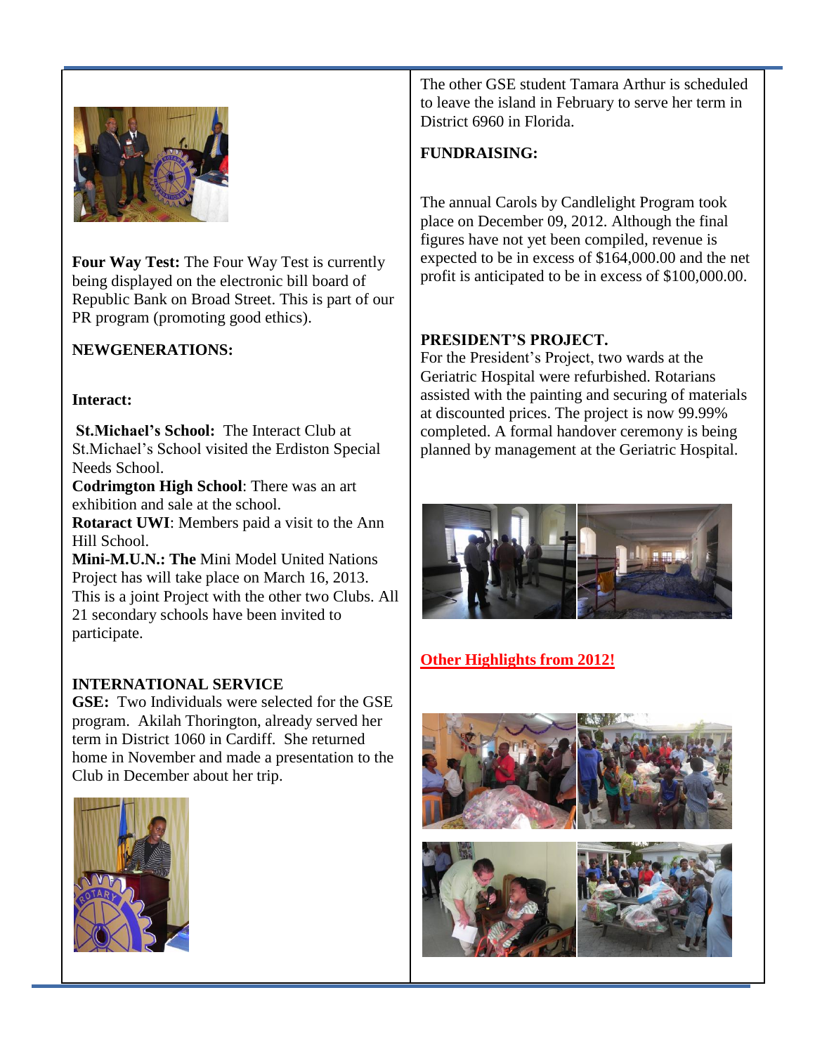**Four Way Test:** The Four Way Test is currently being displayed on the electronic bill board of Republic Bank on Broad Street. This is part of our PR program (promoting good ethics).

**NEWGENERATIONS:**

**Interact:**

**St.Michael's School:** The Interact Club at St.Michael's School visited the Erdiston Special Needs School.
**Codrimgton High School**: There was an art exhibition and sale at the school.
**Rotaract UWI**: Members paid a visit to the Ann Hill School.
**Mini-M.U.N.: The** Mini Model United Nations Project has will take place on March 16, 2013. This is a joint Project with the other two Clubs. All 21 secondary schools have been invited to participate.

**INTERNATIONAL SERVICE**
**GSE:** Two Individuals were selected for the GSE program. Akilah Thorington, already served her term in District 1060 in Cardiff. She returned home in November and made a presentation to the Club in December about her trip.

The other GSE student Tamara Arthur is scheduled to leave the island in February to serve her term in District 6960 in Florida.

**FUNDRAISING:**

The annual Carols by Candlelight Program took place on December 09, 2012. Although the final figures have not yet been compiled, revenue is expected to be in excess of $164,000.00 and the net profit is anticipated to be in excess of $100,000.00.

**PRESIDENT'S PROJECT.**
For the President's Project, two wards at the Geriatric Hospital were refurbished. Rotarians assisted with the painting and securing of materials at discounted prices. The project is now 99.99% completed. A formal handover ceremony is being planned by management at the Geriatric Hospital.

**Other Highlights from 2012!**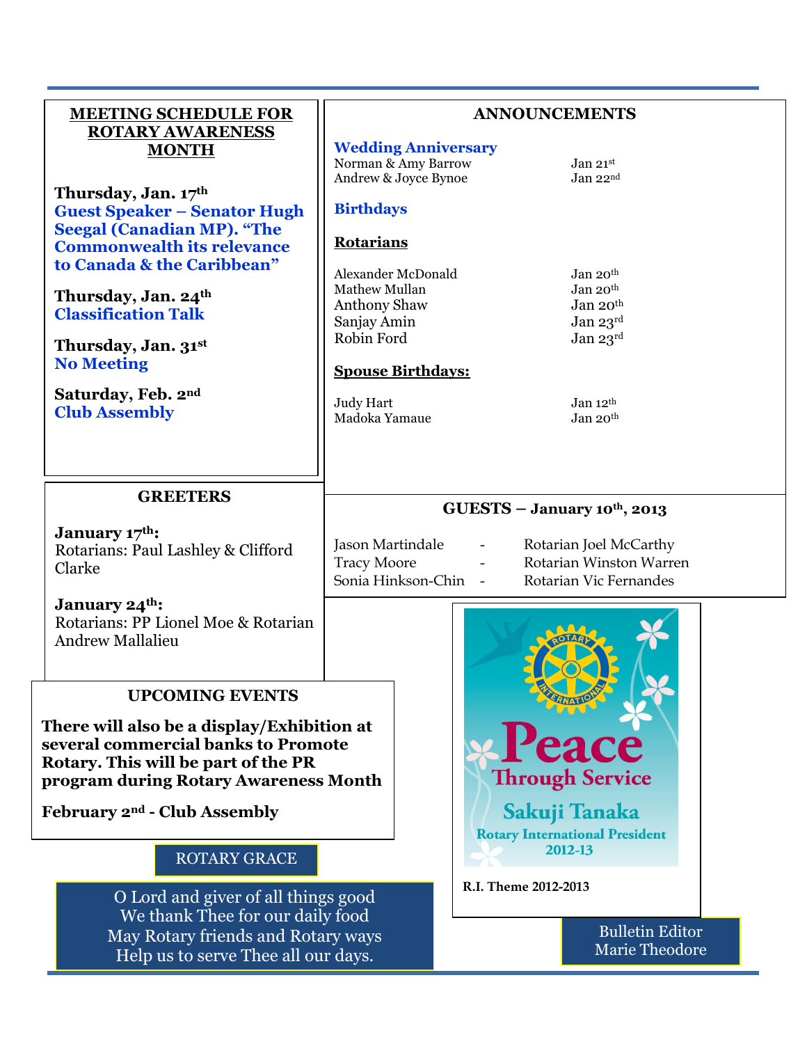## MEETING SCHEDULE FOR ROTARY AWARENESS MONTH

**Thursday, Jan. 17th**
**Guest Speaker – Senator Hugh Seegal (Canadian MP). "The Commonwealth its relevance to Canada & the Caribbean"**

**Thursday, Jan. 24th**
**Classification Talk**

**Thursday, Jan. 31st**
**No Meeting**

**Saturday, Feb. 2nd**
**Club Assembly**

## GREETERS

**January 17th:**
Rotarians: Paul Lashley & Clifford Clarke

**January 24th:**
Rotarians: PP Lionel Moe & Rotarian Andrew Mallalieu

## UPCOMING EVENTS

**There will also be a display/Exhibition at several commercial banks to Promote Rotary. This will be part of the PR program during Rotary Awareness Month**

**February 2nd - Club Assembly**

## ANNOUNCEMENTS

### Wedding Anniversary

| | |
|---|---|
| Norman & Amy Barrow | Jan 21st |
| Andrew & Joyce Bynoe | Jan 22nd |

### Birthdays

**Rotarians**

| | |
|---|---|
| Alexander McDonald | Jan 20th |
| Mathew Mullan | Jan 20th |
| Anthony Shaw | Jan 20th |
| Sanjay Amin | Jan 23rd |
| Robin Ford | Jan 23rd |

**Spouse Birthdays:**

| | |
|---|---|
| Judy Hart | Jan 12th |
| Madoka Yamaue | Jan 20th |

## GUESTS – January 10th, 2013

| | | |
|---|---|---|
| Jason Martindale | - | Rotarian Joel McCarthy |
| Tracy Moore | - | Rotarian Winston Warren |
| Sonia Hinkson-Chin | - | Rotarian Vic Fernandes |

Peace Through Service
Sakuji Tanaka
Rotary International President 2012-13

**R.I. Theme 2012-2013**

ROTARY GRACE

O Lord and giver of all things good
We thank Thee for our daily food
May Rotary friends and Rotary ways
Help us to serve Thee all our days.

Bulletin Editor
Marie Theodore